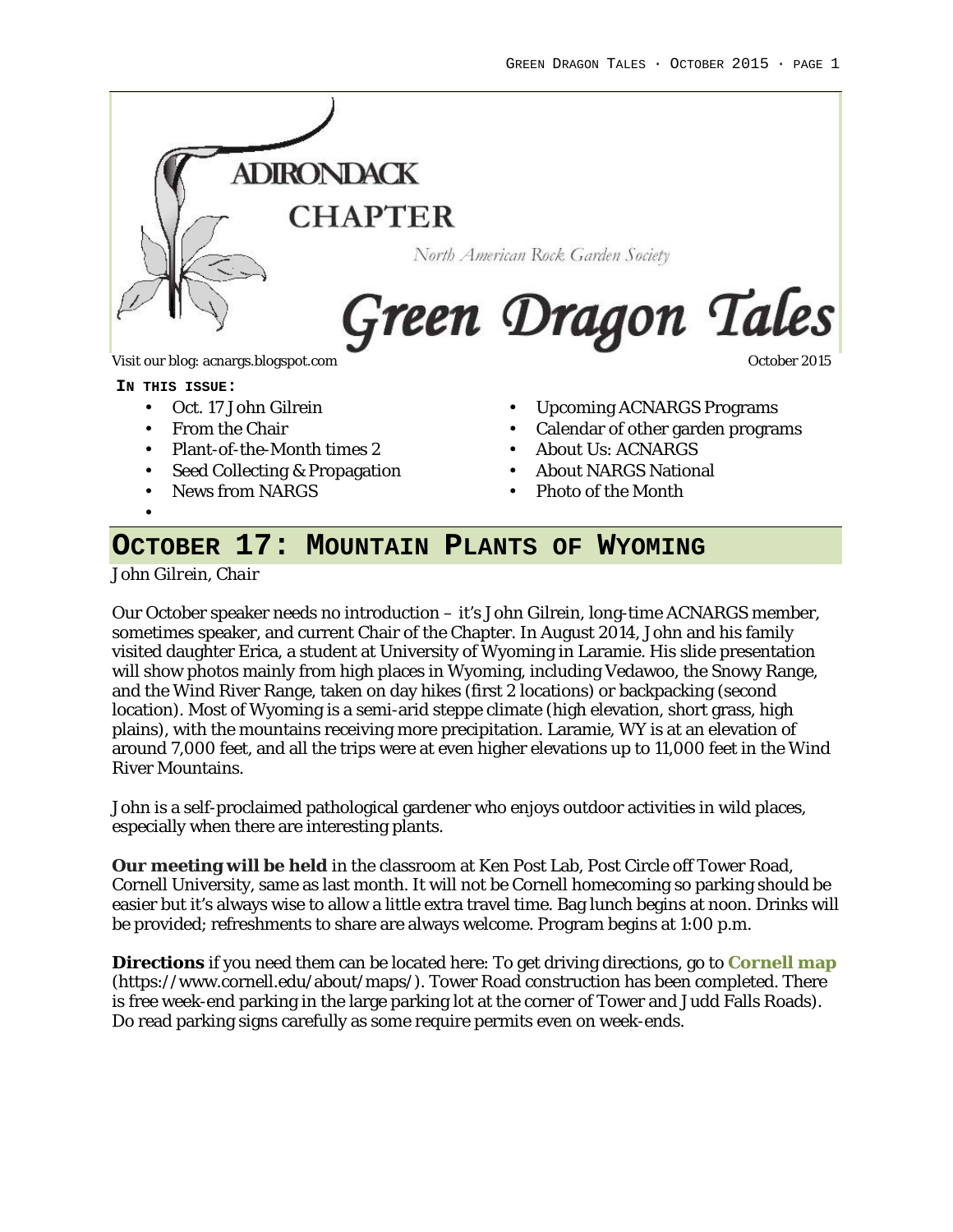# ADIRONDACK CHAPTER

North American Rock Garden Society

# Green Dragon Tales

Visit our blog: acnargs.blogspot.com

October 2015

**IN THIS ISSUE:**

- Oct. 17 John Gilrein
- From the Chair
- Plant-of-the-Month times 2
- Seed Collecting & Propagation
- News from NARGS
- Upcoming ACNARGS Programs
- Calendar of other garden programs
- About Us: ACNARGS
- About NARGS National
- Photo of the Month

## OCTOBER 17: MOUNTAIN PLANTS OF WYOMING

*John Gilrein, Chair*

Our October speaker needs no introduction – it's John Gilrein, long-time ACNARGS member, sometimes speaker, and current Chair of the Chapter. In August 2014, John and his family visited daughter Erica, a student at University of Wyoming in Laramie. His slide presentation will show photos mainly from high places in Wyoming, including Vedawoo, the Snowy Range, and the Wind River Range, taken on day hikes (first 2 locations) or backpacking (second location). Most of Wyoming is a semi-arid steppe climate (high elevation, short grass, high plains), with the mountains receiving more precipitation. Laramie, WY is at an elevation of around 7,000 feet, and all the trips were at even higher elevations up to 11,000 feet in the Wind River Mountains.

John is a self-proclaimed pathological gardener who enjoys outdoor activities in wild places, especially when there are interesting plants.

**Our meeting will be held** in the classroom at Ken Post Lab, Post Circle off Tower Road, Cornell University, same as last month. It will not be Cornell homecoming so parking should be easier but it's always wise to allow a little extra travel time. Bag lunch begins at noon. Drinks will be provided; refreshments to share are always welcome. Program begins at 1:00 p.m.

**Directions** if you need them can be located here: To get driving directions, go to **Cornell map** (https://www.cornell.edu/about/maps/). Tower Road construction has been completed. There is free week-end parking in the large parking lot at the corner of Tower and Judd Falls Roads). Do read parking signs carefully as some require permits even on week-ends.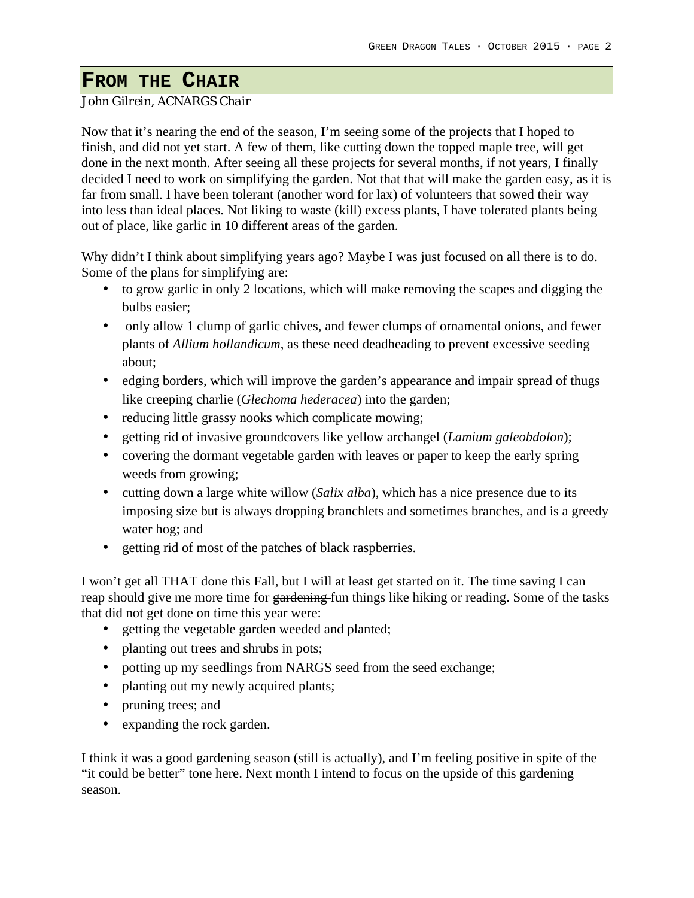## From the Chair

*John Gilrein, ACNARGS Chair*

Now that it's nearing the end of the season, I'm seeing some of the projects that I hoped to finish, and did not yet start. A few of them, like cutting down the topped maple tree, will get done in the next month. After seeing all these projects for several months, if not years, I finally decided I need to work on simplifying the garden. Not that that will make the garden easy, as it is far from small. I have been tolerant (another word for lax) of volunteers that sowed their way into less than ideal places. Not liking to waste (kill) excess plants, I have tolerated plants being out of place, like garlic in 10 different areas of the garden.

Why didn't I think about simplifying years ago? Maybe I was just focused on all there is to do. Some of the plans for simplifying are:

- to grow garlic in only 2 locations, which will make removing the scapes and digging the bulbs easier;
- only allow 1 clump of garlic chives, and fewer clumps of ornamental onions, and fewer plants of *Allium hollandicum*, as these need deadheading to prevent excessive seeding about;
- edging borders, which will improve the garden's appearance and impair spread of thugs like creeping charlie (*Glechoma hederacea*) into the garden;
- reducing little grassy nooks which complicate mowing;
- getting rid of invasive groundcovers like yellow archangel (*Lamium galeobdolon*);
- covering the dormant vegetable garden with leaves or paper to keep the early spring weeds from growing;
- cutting down a large white willow (*Salix alba*), which has a nice presence due to its imposing size but is always dropping branchlets and sometimes branches, and is a greedy water hog; and
- getting rid of most of the patches of black raspberries.

I won't get all THAT done this Fall, but I will at least get started on it. The time saving I can reap should give me more time for ~~gardening~~ fun things like hiking or reading. Some of the tasks that did not get done on time this year were:

- getting the vegetable garden weeded and planted;
- planting out trees and shrubs in pots;
- potting up my seedlings from NARGS seed from the seed exchange;
- planting out my newly acquired plants;
- pruning trees; and
- expanding the rock garden.

I think it was a good gardening season (still is actually), and I'm feeling positive in spite of the "it could be better" tone here. Next month I intend to focus on the upside of this gardening season.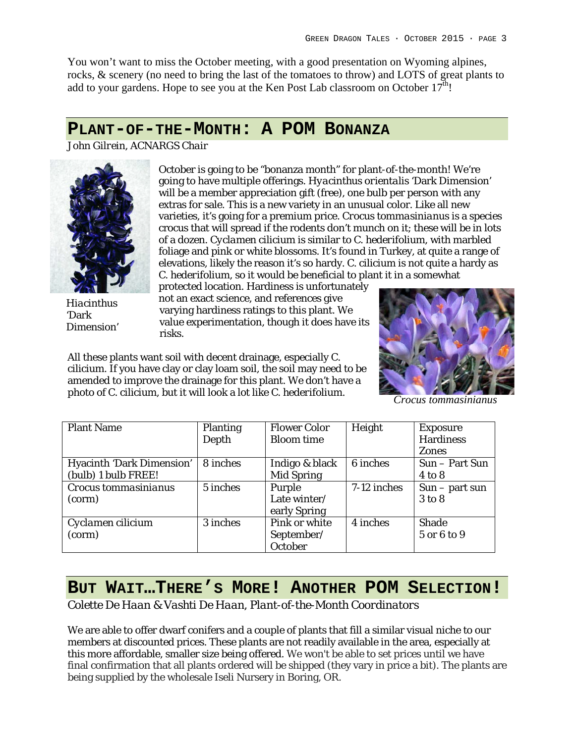You won't want to miss the October meeting, with a good presentation on Wyoming alpines, rocks, & scenery (no need to bring the last of the tomatoes to throw) and LOTS of great plants to add to your gardens. Hope to see you at the Ken Post Lab classroom on October 17th!

## PLANT-OF-THE-MONTH: A POM BONANZA

*John Gilrein, ACNARGS Chair*

October is going to be "bonanza month" for plant-of-the-month! We're going to have multiple offerings. *Hyacinthus orientalis* 'Dark Dimension' will be a member appreciation gift (free), one bulb per person with any extras for sale. This is a new variety in an unusual color. Like all new varieties, it's going for a premium price. *Crocus tommasinianus* is a species crocus that will spread if the rodents don't munch on it; these will be in lots of a dozen. *Cyclamen cilicium* is similar to C. hederifolium, with marbled foliage and pink or white blossoms. It's found in Turkey, at quite a range of elevations, likely the reason it's so hardy. C. cilicium is not quite a hardy as C. hederifolium, so it would be beneficial to plant it in a somewhat protected location. Hardiness is unfortunately not an exact science, and references give varying hardiness ratings to this plant. We value experimentation, though it does have its risks.

*Hiacinthus 'Dark Dimension'*

All these plants want soil with decent drainage, especially C. cilicium. If you have clay or clay loam soil, the soil may need to be amended to improve the drainage for this plant. We don't have a photo of C. cilicium, but it will look a lot like C. hederifolium.

*Crocus tommasinianus*

| Plant Name | Planting Depth | Flower Color Bloom time | Height | Exposure Hardiness Zones |
|---|---|---|---|---|
| Hyacinth 'Dark Dimension' (bulb) 1 bulb FREE! | 8 inches | Indigo & black Mid Spring | 6 inches | Sun – Part Sun 4 to 8 |
| *Crocus tommasinianus* (corm) | 5 inches | Purple Late winter/ early Spring | 7-12 inches | Sun – part sun 3 to 8 |
| *Cyclamen cilicium* (corm) | 3 inches | Pink or white September/ October | 4 inches | Shade 5 or 6 to 9 |

## BUT WAIT…THERE'S MORE! ANOTHER POM SELECTION!

*Colette De Haan & Vashti De Haan, Plant-of-the-Month Coordinators*

We are able to offer dwarf conifers and a couple of plants that fill a similar visual niche to our members at discounted prices. These plants are not readily available in the area, especially at this more affordable, smaller size being offered. We won't be able to set prices until we have final confirmation that all plants ordered will be shipped (they vary in price a bit). The plants are being supplied by the wholesale Iseli Nursery in Boring, OR.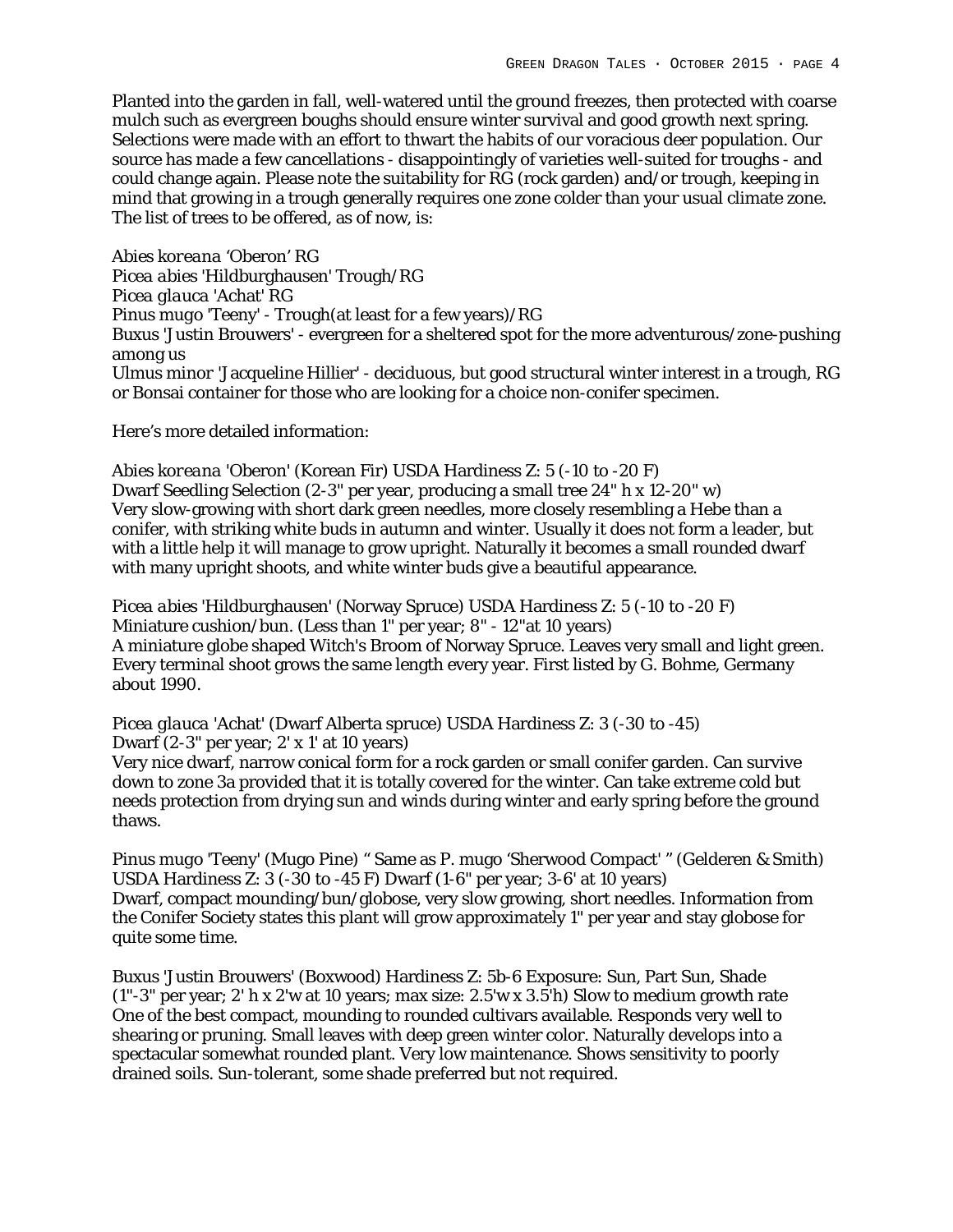Planted into the garden in fall, well-watered until the ground freezes, then protected with coarse mulch such as evergreen boughs should ensure winter survival and good growth next spring. Selections were made with an effort to thwart the habits of our voracious deer population. Our source has made a few cancellations - disappointingly of varieties well-suited for troughs - and could change again. Please note the suitability for RG (rock garden) and/or trough, keeping in mind that growing in a trough generally requires one zone colder than your usual climate zone. The list of trees to be offered, as of now, is:

*Abies koreana* 'Oberon' RG
*Picea abies* 'Hildburghausen' Trough/RG
*Picea glauca* 'Achat' RG
*Pinus mugo* 'Teeny' - Trough(at least for a few years)/RG
*Buxus* 'Justin Brouwers' - evergreen for a sheltered spot for the more adventurous/zone-pushing among us
*Ulmus minor* 'Jacqueline Hillier' - deciduous, but good structural winter interest in a trough, RG or Bonsai container for those who are looking for a choice non-conifer specimen.

Here's more detailed information:

*Abies koreana* 'Oberon' (Korean Fir) USDA Hardiness Z: 5 (-10 to -20 F)
Dwarf Seedling Selection (2-3" per year, producing a small tree 24" h x 12-20" w)
Very slow-growing with short dark green needles, more closely resembling a Hebe than a conifer, with striking white buds in autumn and winter. Usually it does not form a leader, but with a little help it will manage to grow upright. Naturally it becomes a small rounded dwarf with many upright shoots, and white winter buds give a beautiful appearance.

*Picea abies* 'Hildburghausen' (Norway Spruce) USDA Hardiness Z: 5 (-10 to -20 F)
Miniature cushion/bun. (Less than 1" per year; 8" - 12"at 10 years)
A miniature globe shaped Witch's Broom of Norway Spruce. Leaves very small and light green. Every terminal shoot grows the same length every year. First listed by G. Bohme, Germany about 1990.

*Picea glauca* 'Achat' (Dwarf Alberta spruce) USDA Hardiness Z: 3 (-30 to -45)
Dwarf (2-3" per year; 2' x 1' at 10 years)
Very nice dwarf, narrow conical form for a rock garden or small conifer garden. Can survive down to zone 3a provided that it is totally covered for the winter. Can take extreme cold but needs protection from drying sun and winds during winter and early spring before the ground thaws.

*Pinus mugo* 'Teeny' (Mugo Pine) " Same as P. mugo 'Sherwood Compact' " (Gelderen & Smith)
USDA Hardiness Z: 3 (-30 to -45 F) Dwarf (1-6" per year; 3-6' at 10 years)
Dwarf, compact mounding/bun/globose, very slow growing, short needles. Information from the Conifer Society states this plant will grow approximately 1" per year and stay globose for quite some time.

*Buxus* 'Justin Brouwers' (Boxwood) Hardiness Z: 5b-6 Exposure: Sun, Part Sun, Shade
(1"-3" per year; 2' h x 2'w at 10 years; max size: 2.5'w x 3.5'h) Slow to medium growth rate
One of the best compact, mounding to rounded cultivars available. Responds very well to shearing or pruning. Small leaves with deep green winter color. Naturally develops into a spectacular somewhat rounded plant. Very low maintenance. Shows sensitivity to poorly drained soils. Sun-tolerant, some shade preferred but not required.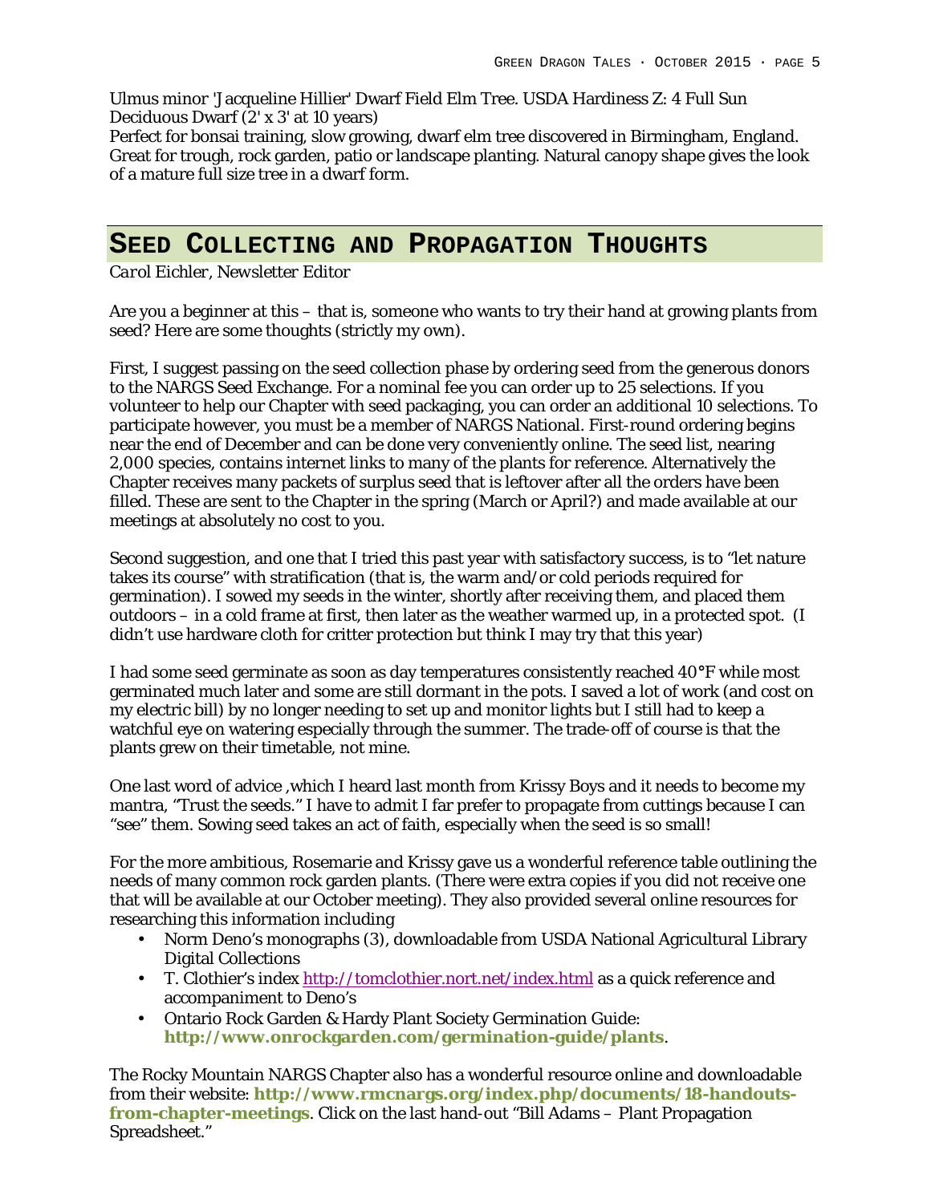Ulmus minor 'Jacqueline Hillier' Dwarf Field Elm Tree. USDA Hardiness Z: 4 Full Sun Deciduous Dwarf (2' x 3' at 10 years)
Perfect for bonsai training, slow growing, dwarf elm tree discovered in Birmingham, England. Great for trough, rock garden, patio or landscape planting. Natural canopy shape gives the look of a mature full size tree in a dwarf form.

## SEED COLLECTING AND PROPAGATION THOUGHTS

*Carol Eichler, Newsletter Editor*

Are you a beginner at this – that is, someone who wants to try their hand at growing plants from seed? Here are some thoughts (strictly my own).

First, I suggest passing on the seed collection phase by ordering seed from the generous donors to the NARGS Seed Exchange. For a nominal fee you can order up to 25 selections. If you volunteer to help our Chapter with seed packaging, you can order an additional 10 selections. To participate however, you must be a member of NARGS National. First-round ordering begins near the end of December and can be done very conveniently online. The seed list, nearing 2,000 species, contains internet links to many of the plants for reference. Alternatively the Chapter receives many packets of surplus seed that is leftover after all the orders have been filled. These are sent to the Chapter in the spring (March or April?) and made available at our meetings at absolutely no cost to you.

Second suggestion, and one that I tried this past year with satisfactory success, is to "let nature takes its course" with stratification (that is, the warm and/or cold periods required for germination). I sowed my seeds in the winter, shortly after receiving them, and placed them outdoors – in a cold frame at first, then later as the weather warmed up, in a protected spot. (I didn't use hardware cloth for critter protection but think I may try that this year)

I had some seed germinate as soon as day temperatures consistently reached 40°F while most germinated much later and some are still dormant in the pots. I saved a lot of work (and cost on my electric bill) by no longer needing to set up and monitor lights but I still had to keep a watchful eye on watering especially through the summer. The trade-off of course is that the plants grew on their timetable, not mine.

One last word of advice ,which I heard last month from Krissy Boys and it needs to become my mantra, "Trust the seeds." I have to admit I far prefer to propagate from cuttings because I can "see" them. Sowing seed takes an act of faith, especially when the seed is so small!

For the more ambitious, Rosemarie and Krissy gave us a wonderful reference table outlining the needs of many common rock garden plants. (There were extra copies if you did not receive one that will be available at our October meeting). They also provided several online resources for researching this information including

- Norm Deno's monographs (3), downloadable from USDA National Agricultural Library Digital Collections
- T. Clothier's index http://tomclothier.nort.net/index.html as a quick reference and accompaniment to Deno's
- Ontario Rock Garden & Hardy Plant Society Germination Guide: **http://www.onrockgarden.com/germination-guide/plants**.

The Rocky Mountain NARGS Chapter also has a wonderful resource online and downloadable from their website: **http://www.rmcnargs.org/index.php/documents/18-handouts-from-chapter-meetings**. Click on the last hand-out "Bill Adams – Plant Propagation Spreadsheet."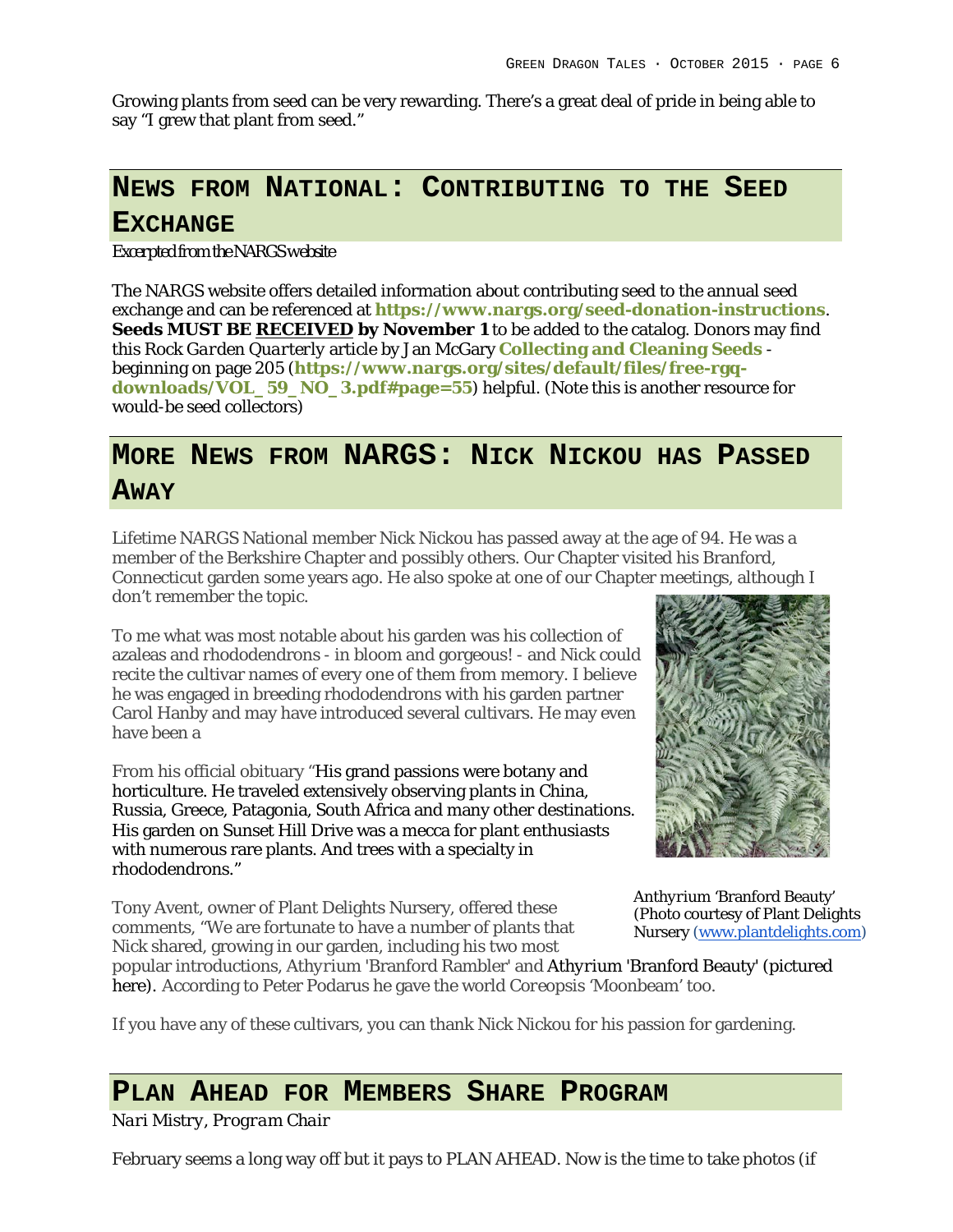Growing plants from seed can be very rewarding. There's a great deal of pride in being able to say "I grew that plant from seed."

## News from National: Contributing to the Seed Exchange

*Excerpted from the NARGS website*

The NARGS website offers detailed information about contributing seed to the annual seed exchange and can be referenced at **https://www.nargs.org/seed-donation-instructions**. **Seeds MUST BE RECEIVED by November 1** to be added to the catalog. Donors may find this *Rock Garden Quarterly* article by Jan McGary **Collecting and Cleaning Seeds** - beginning on page 205 (**https://www.nargs.org/sites/default/files/free-rgq-downloads/VOL_59_NO_3.pdf#page=55**) helpful. (Note this is another resource for would-be seed collectors)

## More News from NARGS: Nick Nickou has Passed Away

Lifetime NARGS National member Nick Nickou has passed away at the age of 94. He was a member of the Berkshire Chapter and possibly others. Our Chapter visited his Branford, Connecticut garden some years ago. He also spoke at one of our Chapter meetings, although I don't remember the topic.

To me what was most notable about his garden was his collection of azaleas and rhododendrons - in bloom and gorgeous! - and Nick could recite the cultivar names of every one of them from memory. I believe he was engaged in breeding rhododendrons with his garden partner Carol Hanby and may have introduced several cultivars. He may even have been a

From his official obituary "His grand passions were botany and horticulture. He traveled extensively observing plants in China, Russia, Greece, Patagonia, South Africa and many other destinations. His garden on Sunset Hill Drive was a mecca for plant enthusiasts with numerous rare plants. And trees with a specialty in rhododendrons."

Anthyrium 'Branford Beauty' (Photo courtesy of Plant Delights Nursery (www.plantdelights.com)

Tony Avent, owner of Plant Delights Nursery, offered these comments, "We are fortunate to have a number of plants that Nick shared, growing in our garden, including his two most popular introductions, *Athyrium* 'Branford Rambler' and *Athyrium* 'Branford Beauty' (pictured here). According to Peter Podarus he gave the world *Coreopsis* 'Moonbeam' too.

If you have any of these cultivars, you can thank Nick Nickou for his passion for gardening.

## Plan Ahead for Members Share Program

*Nari Mistry, Program Chair*

February seems a long way off but it pays to PLAN AHEAD. Now is the time to take photos (if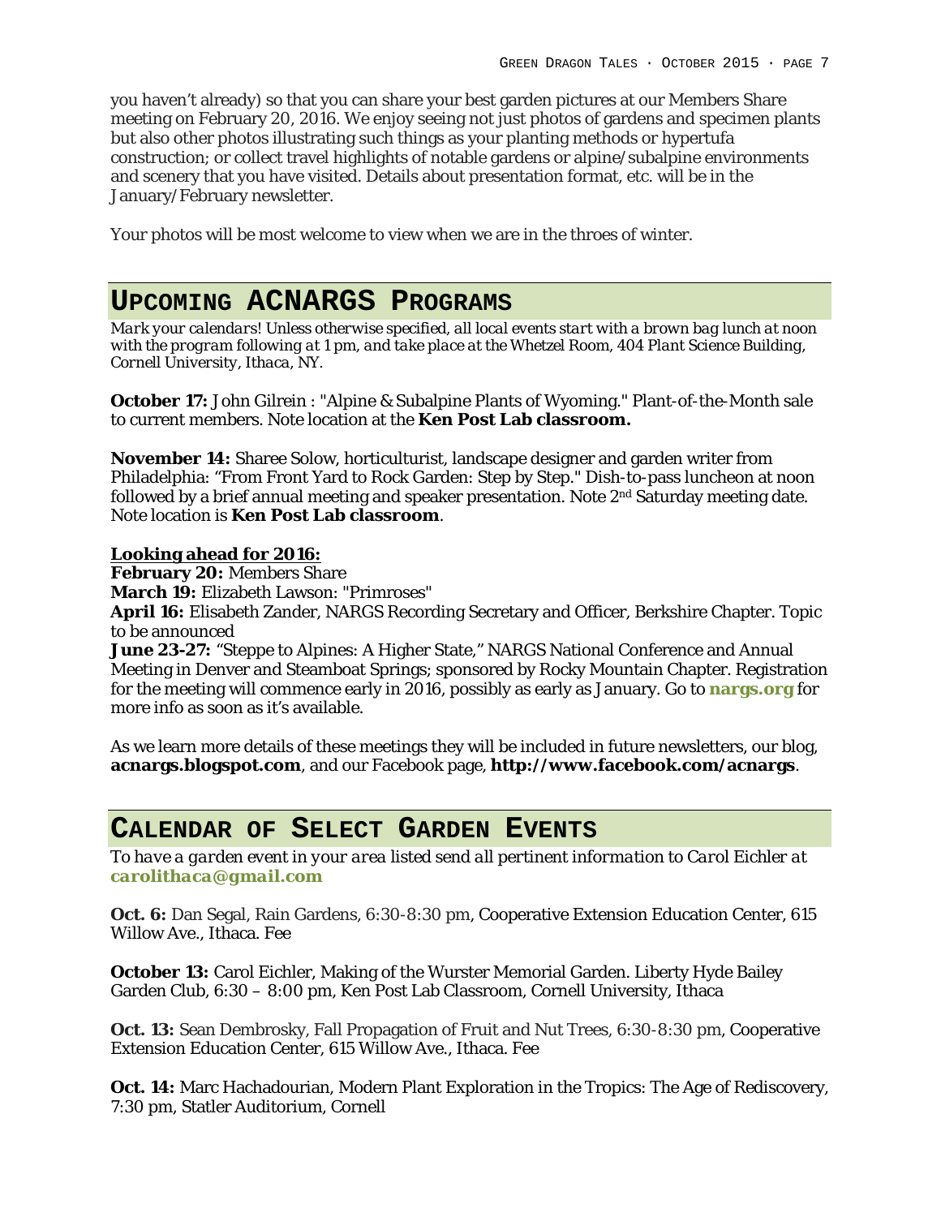you haven't already) so that you can share your best garden pictures at our Members Share meeting on February 20, 2016. We enjoy seeing not just photos of gardens and specimen plants but also other photos illustrating such things as your planting methods or hypertufa construction; or collect travel highlights of notable gardens or alpine/subalpine environments and scenery that you have visited. Details about presentation format, etc. will be in the January/February newsletter.

Your photos will be most welcome to view when we are in the throes of winter.

## UPCOMING ACNARGS PROGRAMS

*Mark your calendars! Unless otherwise specified, all local events start with a brown bag lunch at noon with the program following at 1 pm, and take place at the Whetzel Room, 404 Plant Science Building, Cornell University, Ithaca, NY.*

**October 17:** John Gilrein : "Alpine & Subalpine Plants of Wyoming." Plant-of-the-Month sale to current members. Note location at the **Ken Post Lab classroom.**

**November 14:** Sharee Solow, horticulturist, landscape designer and garden writer from Philadelphia: "From Front Yard to Rock Garden: Step by Step." Dish-to-pass luncheon at noon followed by a brief annual meeting and speaker presentation. Note 2nd Saturday meeting date. Note location is **Ken Post Lab classroom**.

**Looking ahead for 2016:**
**February 20:** Members Share
**March 19:** Elizabeth Lawson: "Primroses"
**April 16:** Elisabeth Zander, NARGS Recording Secretary and Officer, Berkshire Chapter. Topic to be announced
**June 23-27:** "Steppe to Alpines: A Higher State," NARGS National Conference and Annual Meeting in Denver and Steamboat Springs; sponsored by Rocky Mountain Chapter. Registration for the meeting will commence early in 2016, possibly as early as January. Go to **nargs.org** for more info as soon as it's available.

As we learn more details of these meetings they will be included in future newsletters, our blog, **acnargs.blogspot.com**, and our Facebook page, **http://www.facebook.com/acnargs**.

## CALENDAR OF SELECT GARDEN EVENTS

*To have a garden event in your area listed send all pertinent information to Carol Eichler at* **carolithaca@gmail.com**

**Oct. 6:** Dan Segal, Rain Gardens, 6:30-8:30 pm, Cooperative Extension Education Center, 615 Willow Ave., Ithaca. Fee

**October 13:** Carol Eichler, Making of the Wurster Memorial Garden. Liberty Hyde Bailey Garden Club, 6:30 – 8:00 pm, Ken Post Lab Classroom, Cornell University, Ithaca

**Oct. 13:** Sean Dembrosky, Fall Propagation of Fruit and Nut Trees, 6:30-8:30 pm, Cooperative Extension Education Center, 615 Willow Ave., Ithaca. Fee

**Oct. 14:** Marc Hachadourian, Modern Plant Exploration in the Tropics: The Age of Rediscovery, 7:30 pm, Statler Auditorium, Cornell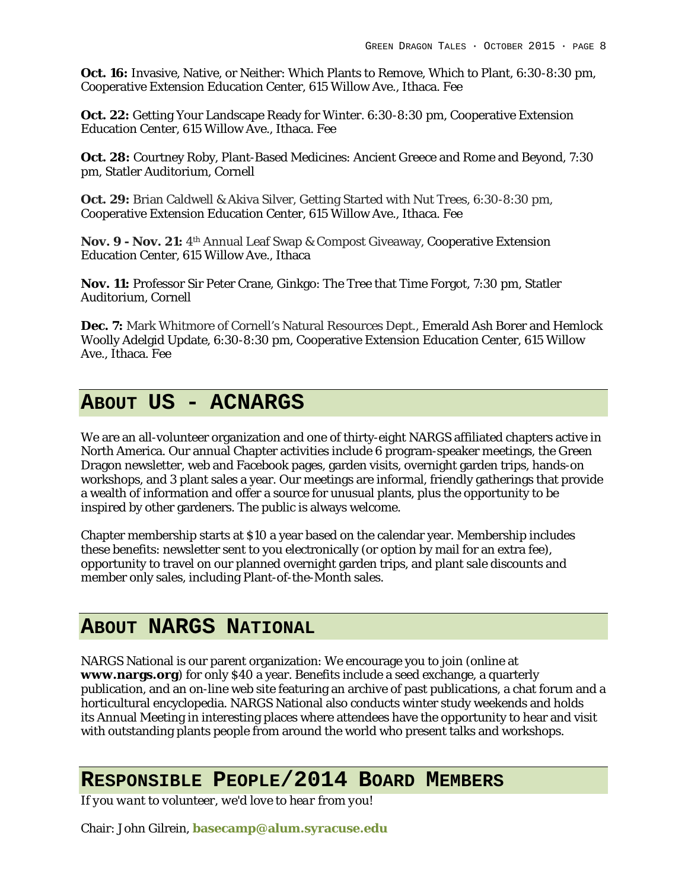**Oct. 16:** Invasive, Native, or Neither: Which Plants to Remove, Which to Plant, 6:30-8:30 pm, Cooperative Extension Education Center, 615 Willow Ave., Ithaca. Fee

**Oct. 22:** Getting Your Landscape Ready for Winter. 6:30-8:30 pm, Cooperative Extension Education Center, 615 Willow Ave., Ithaca. Fee

**Oct. 28:** Courtney Roby, Plant-Based Medicines: Ancient Greece and Rome and Beyond, 7:30 pm, Statler Auditorium, Cornell

**Oct. 29:** Brian Caldwell & Akiva Silver, Getting Started with Nut Trees, 6:30-8:30 pm, Cooperative Extension Education Center, 615 Willow Ave., Ithaca. Fee

**Nov. 9 - Nov. 21:** 4th Annual Leaf Swap & Compost Giveaway, Cooperative Extension Education Center, 615 Willow Ave., Ithaca

**Nov. 11:** Professor Sir Peter Crane, Ginkgo: The Tree that Time Forgot, 7:30 pm, Statler Auditorium, Cornell

**Dec. 7:** Mark Whitmore of Cornell's Natural Resources Dept., Emerald Ash Borer and Hemlock Woolly Adelgid Update, 6:30-8:30 pm, Cooperative Extension Education Center, 615 Willow Ave., Ithaca. Fee

## About Us - ACNARGS

We are an all-volunteer organization and one of thirty-eight NARGS affiliated chapters active in North America. Our annual Chapter activities include 6 program-speaker meetings, the Green Dragon newsletter, web and Facebook pages, garden visits, overnight garden trips, hands-on workshops, and 3 plant sales a year. Our meetings are informal, friendly gatherings that provide a wealth of information and offer a source for unusual plants, plus the opportunity to be inspired by other gardeners. The public is always welcome.

Chapter membership starts at $10 a year based on the calendar year. Membership includes these benefits: newsletter sent to you electronically (or option by mail for an extra fee), opportunity to travel on our planned overnight garden trips, and plant sale discounts and member only sales, including Plant-of-the-Month sales.

## About NARGS National

NARGS National is our parent organization: We encourage you to join (online at **www.nargs.org**) for only $40 a year. Benefits include a seed exchange, a quarterly publication, and an on-line web site featuring an archive of past publications, a chat forum and a horticultural encyclopedia. NARGS National also conducts winter study weekends and holds its Annual Meeting in interesting places where attendees have the opportunity to hear and visit with outstanding plants people from around the world who present talks and workshops.

## Responsible People/2014 Board Members

*If you want to volunteer, we'd love to hear from you!*

Chair: John Gilrein, **basecamp@alum.syracuse.edu**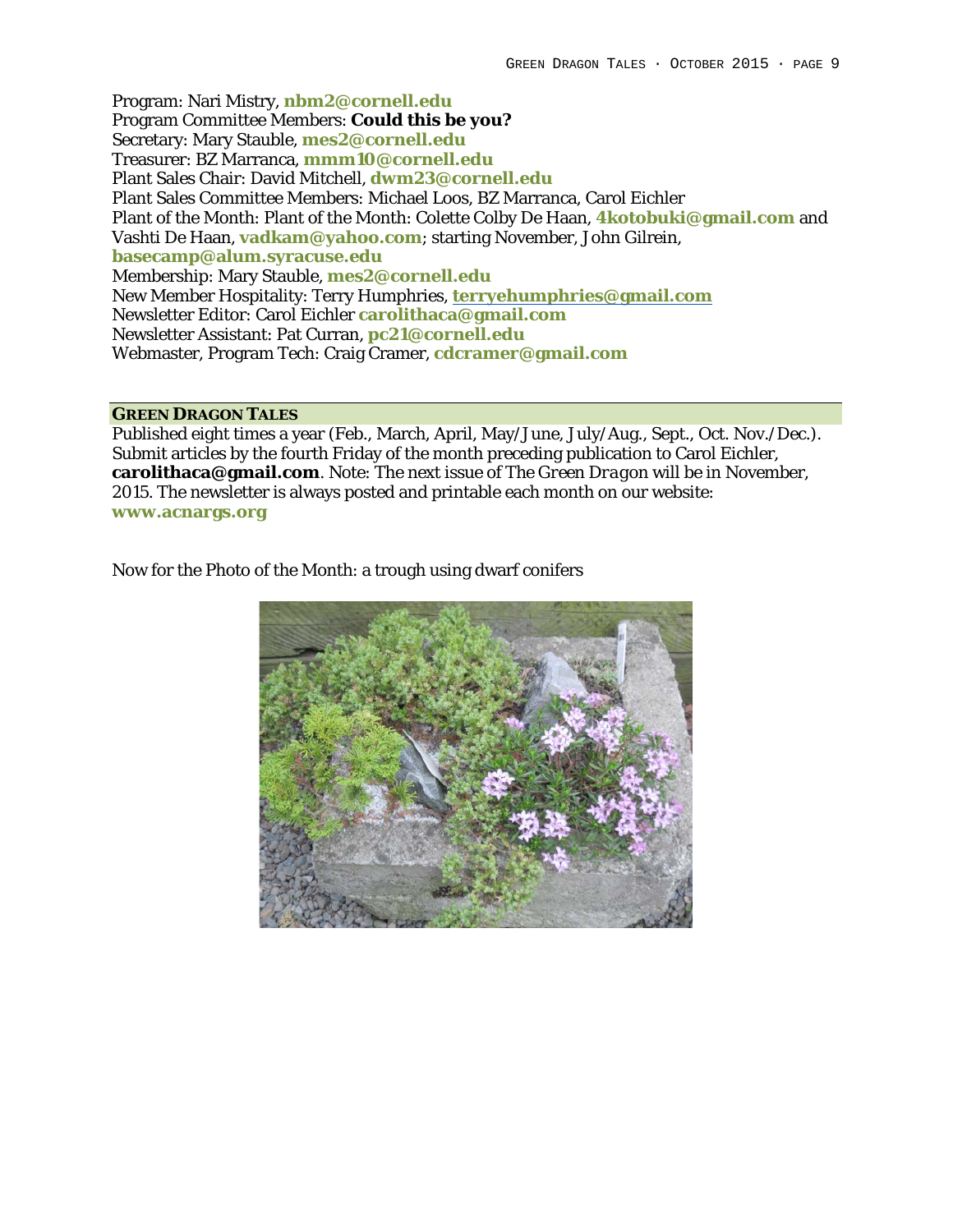Program: Nari Mistry, **nbm2@cornell.edu**
Program Committee Members: **Could this be you?**
Secretary: Mary Stauble, **mes2@cornell.edu**
Treasurer: BZ Marranca, **mmm10@cornell.edu**
Plant Sales Chair: David Mitchell, **dwm23@cornell.edu**
Plant Sales Committee Members: Michael Loos, BZ Marranca, Carol Eichler
Plant of the Month: Plant of the Month: Colette Colby De Haan, **4kotobuki@gmail.com** and Vashti De Haan, **vadkam@yahoo.com**; starting November, John Gilrein, **basecamp@alum.syracuse.edu**
Membership: Mary Stauble, **mes2@cornell.edu**
New Member Hospitality: Terry Humphries, **terryehumphries@gmail.com**
Newsletter Editor: Carol Eichler **carolithaca@gmail.com**
Newsletter Assistant: Pat Curran, **pc21@cornell.edu**
Webmaster, Program Tech: Craig Cramer, **cdcramer@gmail.com**

## GREEN DRAGON TALES

Published eight times a year (Feb., March, April, May/June, July/Aug., Sept., Oct. Nov./Dec.). Submit articles by the fourth Friday of the month preceding publication to Carol Eichler, **carolithaca@gmail.com**. Note: The next issue of *The Green Dragon* will be in November, 2015. The newsletter is always posted and printable each month on our website: **www.acnargs.org**

Now for the Photo of the Month: a trough using dwarf conifers